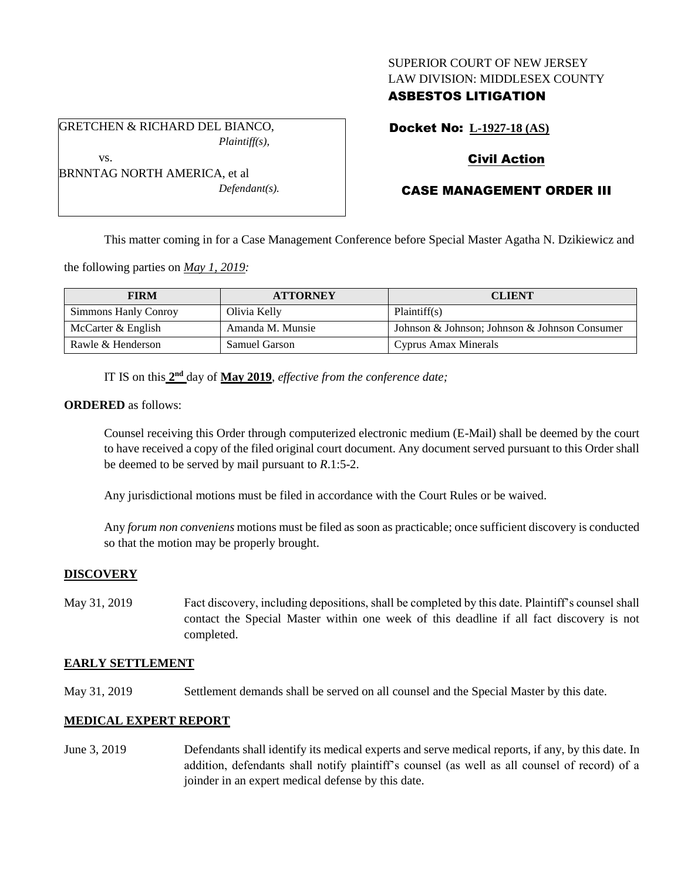SUPERIOR COURT OF NEW JERSEY
LAW DIVISION: MIDDLESEX COUNTY
**ASBESTOS LITIGATION**

GRETCHEN & RICHARD DEL BIANCO,
*Plaintiff(s),*

vs.

BRNNTAG NORTH AMERICA, et al
*Defendant(s).*

**Docket No: L-1927-18 (AS)**

**Civil Action**

**CASE MANAGEMENT ORDER III**

This matter coming in for a Case Management Conference before Special Master Agatha N. Dzikiewicz and the following parties on *May 1, 2019:*

| FIRM | ATTORNEY | CLIENT |
|---|---|---|
| Simmons Hanly Conroy | Olivia Kelly | Plaintiff(s) |
| McCarter & English | Amanda M. Munsie | Johnson & Johnson; Johnson & Johnson Consumer |
| Rawle & Henderson | Samuel Garson | Cyprus Amax Minerals |

IT IS on this **2nd** day of **May 2019**, *effective from the conference date;*

**ORDERED** as follows:

Counsel receiving this Order through computerized electronic medium (E-Mail) shall be deemed by the court to have received a copy of the filed original court document. Any document served pursuant to this Order shall be deemed to be served by mail pursuant to *R*.1:5-2.

Any jurisdictional motions must be filed in accordance with the Court Rules or be waived.

Any *forum non conveniens* motions must be filed as soon as practicable; once sufficient discovery is conducted so that the motion may be properly brought.

## DISCOVERY

May 31, 2019 Fact discovery, including depositions, shall be completed by this date. Plaintiff's counsel shall contact the Special Master within one week of this deadline if all fact discovery is not completed.

## EARLY SETTLEMENT

May 31, 2019 Settlement demands shall be served on all counsel and the Special Master by this date.

## MEDICAL EXPERT REPORT

June 3, 2019 Defendants shall identify its medical experts and serve medical reports, if any, by this date. In addition, defendants shall notify plaintiff's counsel (as well as all counsel of record) of a joinder in an expert medical defense by this date.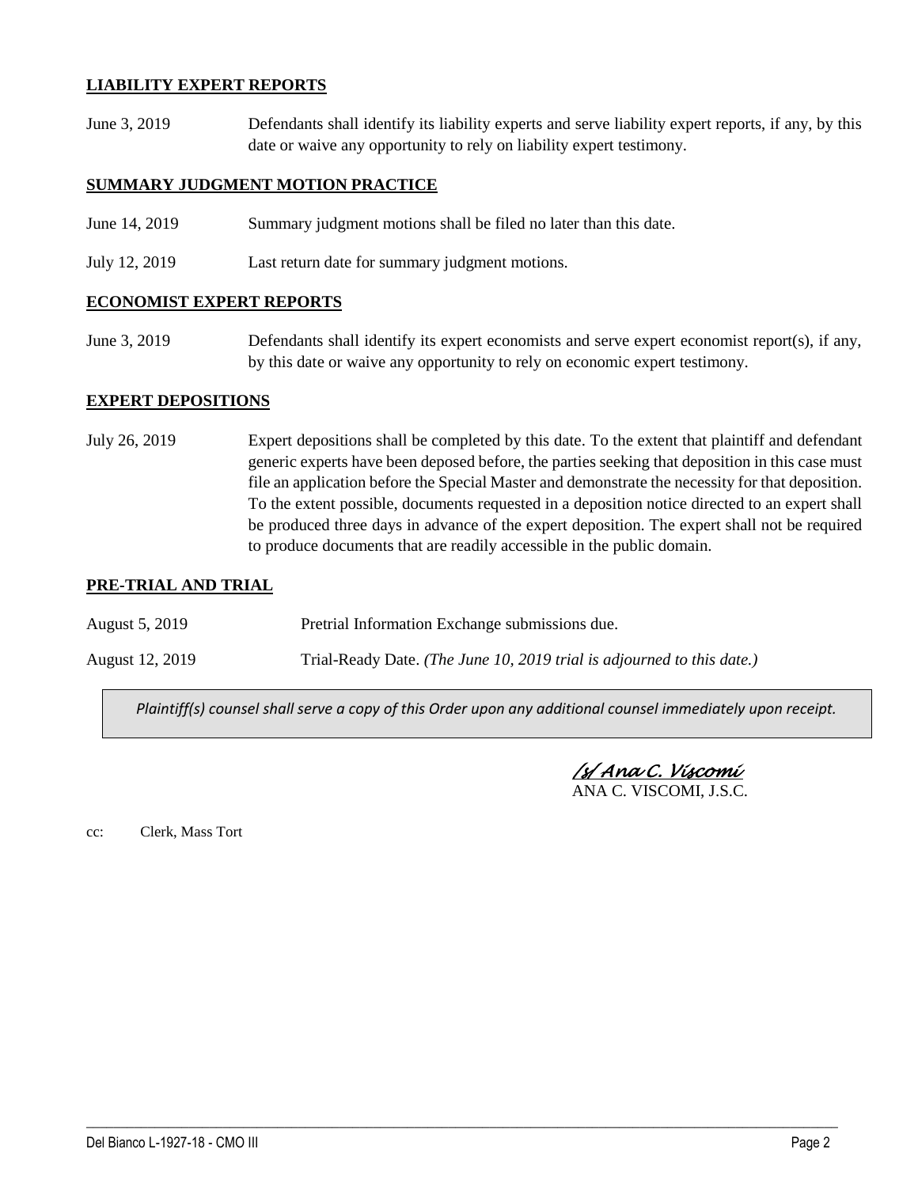**LIABILITY EXPERT REPORTS**

June 3, 2019 Defendants shall identify its liability experts and serve liability expert reports, if any, by this date or waive any opportunity to rely on liability expert testimony.

**SUMMARY JUDGMENT MOTION PRACTICE**

June 14, 2019 Summary judgment motions shall be filed no later than this date.

July 12, 2019 Last return date for summary judgment motions.

**ECONOMIST EXPERT REPORTS**

June 3, 2019 Defendants shall identify its expert economists and serve expert economist report(s), if any, by this date or waive any opportunity to rely on economic expert testimony.

**EXPERT DEPOSITIONS**

July 26, 2019 Expert depositions shall be completed by this date. To the extent that plaintiff and defendant generic experts have been deposed before, the parties seeking that deposition in this case must file an application before the Special Master and demonstrate the necessity for that deposition. To the extent possible, documents requested in a deposition notice directed to an expert shall be produced three days in advance of the expert deposition. The expert shall not be required to produce documents that are readily accessible in the public domain.

**PRE-TRIAL AND TRIAL**

August 5, 2019 Pretrial Information Exchange submissions due.

August 12, 2019 Trial-Ready Date. *(The June 10, 2019 trial is adjourned to this date.)*

*Plaintiff(s) counsel shall serve a copy of this Order upon any additional counsel immediately upon receipt.*

*/s/ Ana C. Viscomi*
ANA C. VISCOMI, J.S.C.

cc: Clerk, Mass Tort